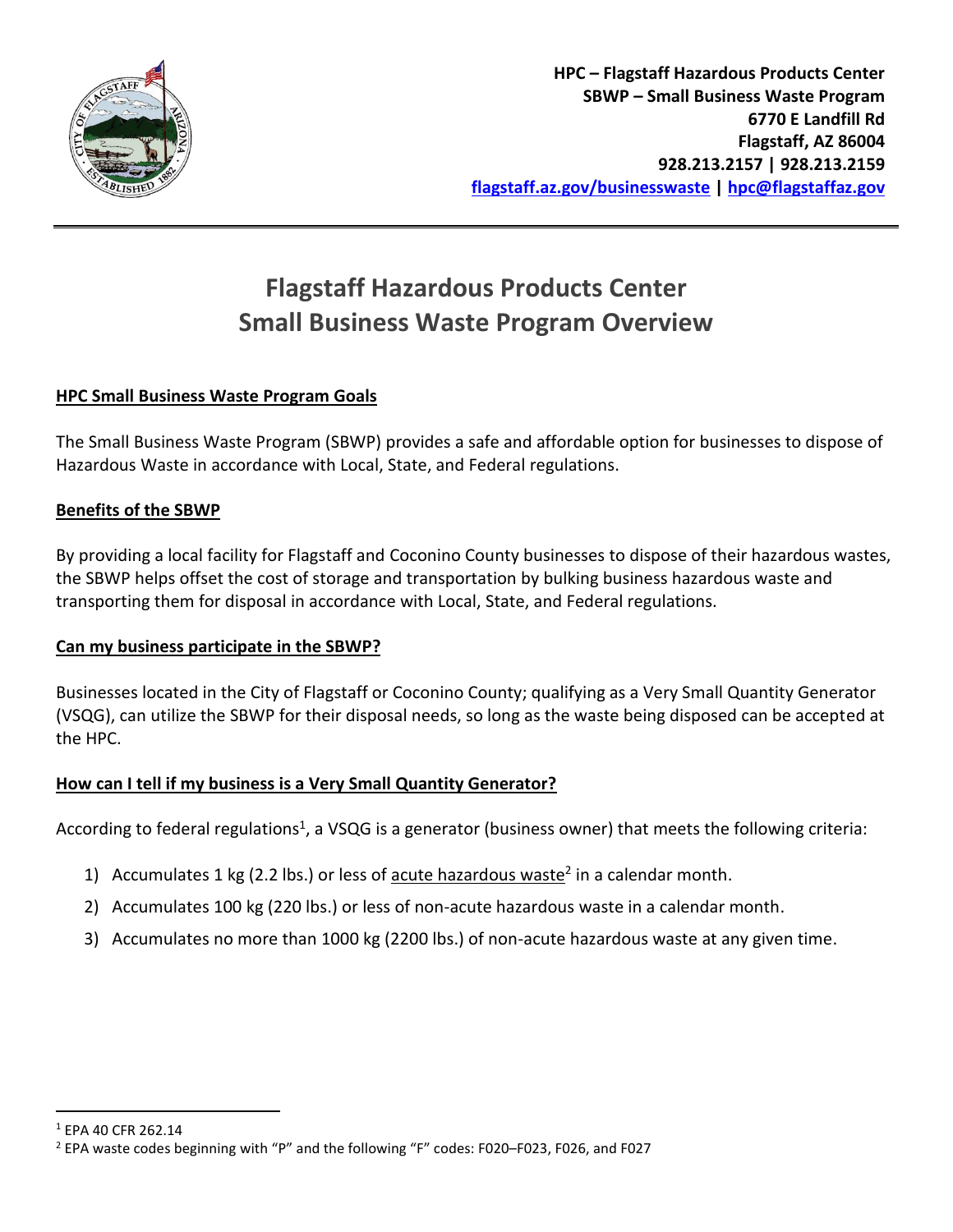**HPC – Flagstaff Hazardous Products Center**
**SBWP – Small Business Waste Program**
**6770 E Landfill Rd**
**Flagstaff, AZ 86004**
**928.213.2157 | 928.213.2159**
**flagstaff.az.gov/businesswaste | hpc@flagstaffaz.gov**

# Flagstaff Hazardous Products Center
# Small Business Waste Program Overview

## HPC Small Business Waste Program Goals

The Small Business Waste Program (SBWP) provides a safe and affordable option for businesses to dispose of Hazardous Waste in accordance with Local, State, and Federal regulations.

## Benefits of the SBWP

By providing a local facility for Flagstaff and Coconino County businesses to dispose of their hazardous wastes, the SBWP helps offset the cost of storage and transportation by bulking business hazardous waste and transporting them for disposal in accordance with Local, State, and Federal regulations.

## Can my business participate in the SBWP?

Businesses located in the City of Flagstaff or Coconino County; qualifying as a Very Small Quantity Generator (VSQG), can utilize the SBWP for their disposal needs, so long as the waste being disposed can be accepted at the HPC.

## How can I tell if my business is a Very Small Quantity Generator?

According to federal regulations[1], a VSQG is a generator (business owner) that meets the following criteria:

1) Accumulates 1 kg (2.2 lbs.) or less of acute hazardous waste[2] in a calendar month.
2) Accumulates 100 kg (220 lbs.) or less of non-acute hazardous waste in a calendar month.
3) Accumulates no more than 1000 kg (2200 lbs.) of non-acute hazardous waste at any given time.

---

[1] EPA 40 CFR 262.14

[2] EPA waste codes beginning with "P" and the following "F" codes: F020–F023, F026, and F027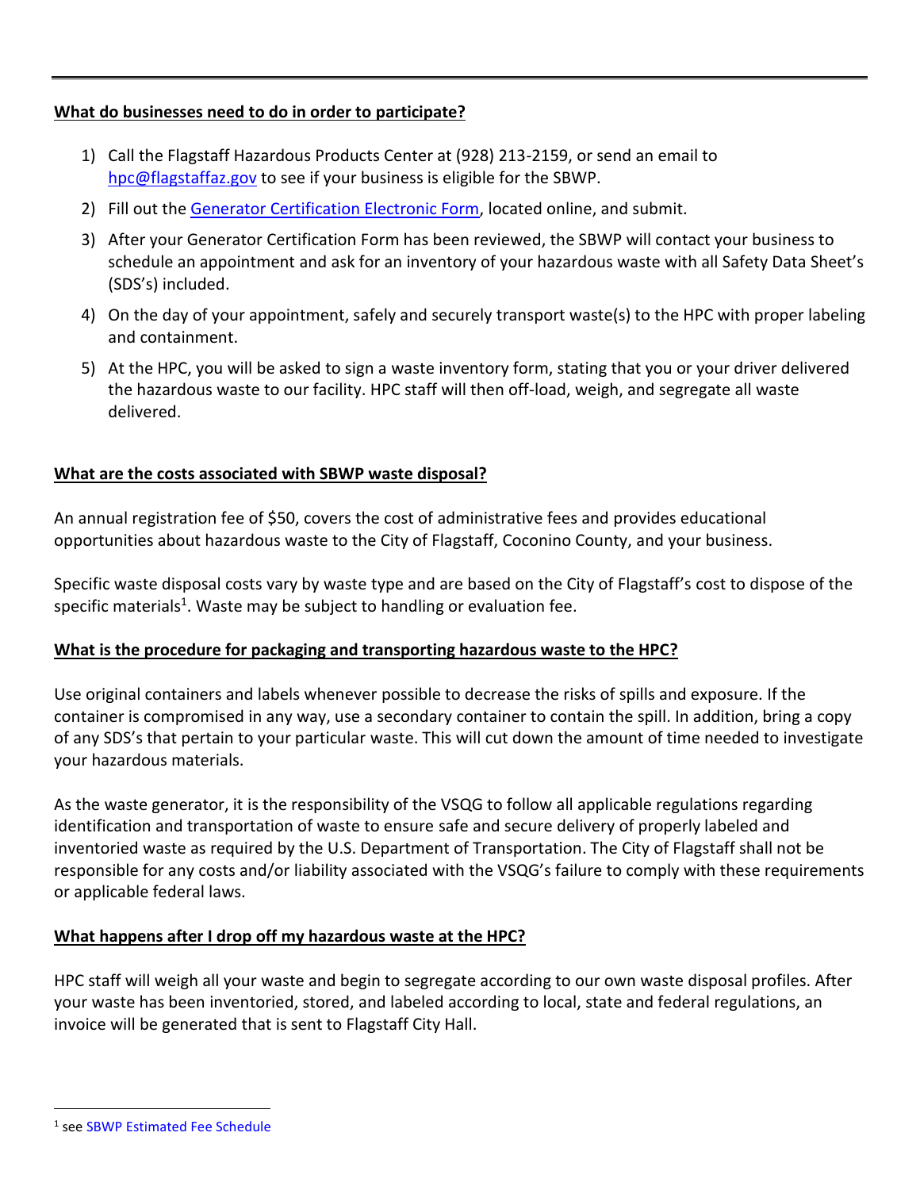**What do businesses need to do in order to participate?**

1) Call the Flagstaff Hazardous Products Center at (928) 213-2159, or send an email to hpc@flagstaffaz.gov to see if your business is eligible for the SBWP.
2) Fill out the Generator Certification Electronic Form, located online, and submit.
3) After your Generator Certification Form has been reviewed, the SBWP will contact your business to schedule an appointment and ask for an inventory of your hazardous waste with all Safety Data Sheet's (SDS's) included.
4) On the day of your appointment, safely and securely transport waste(s) to the HPC with proper labeling and containment.
5) At the HPC, you will be asked to sign a waste inventory form, stating that you or your driver delivered the hazardous waste to our facility. HPC staff will then off-load, weigh, and segregate all waste delivered.

**What are the costs associated with SBWP waste disposal?**

An annual registration fee of $50, covers the cost of administrative fees and provides educational opportunities about hazardous waste to the City of Flagstaff, Coconino County, and your business.

Specific waste disposal costs vary by waste type and are based on the City of Flagstaff's cost to dispose of the specific materials[1]. Waste may be subject to handling or evaluation fee.

**What is the procedure for packaging and transporting hazardous waste to the HPC?**

Use original containers and labels whenever possible to decrease the risks of spills and exposure. If the container is compromised in any way, use a secondary container to contain the spill. In addition, bring a copy of any SDS's that pertain to your particular waste. This will cut down the amount of time needed to investigate your hazardous materials.

As the waste generator, it is the responsibility of the VSQG to follow all applicable regulations regarding identification and transportation of waste to ensure safe and secure delivery of properly labeled and inventoried waste as required by the U.S. Department of Transportation. The City of Flagstaff shall not be responsible for any costs and/or liability associated with the VSQG's failure to comply with these requirements or applicable federal laws.

**What happens after I drop off my hazardous waste at the HPC?**

HPC staff will weigh all your waste and begin to segregate according to our own waste disposal profiles. After your waste has been inventoried, stored, and labeled according to local, state and federal regulations, an invoice will be generated that is sent to Flagstaff City Hall.

---

[1] see SBWP Estimated Fee Schedule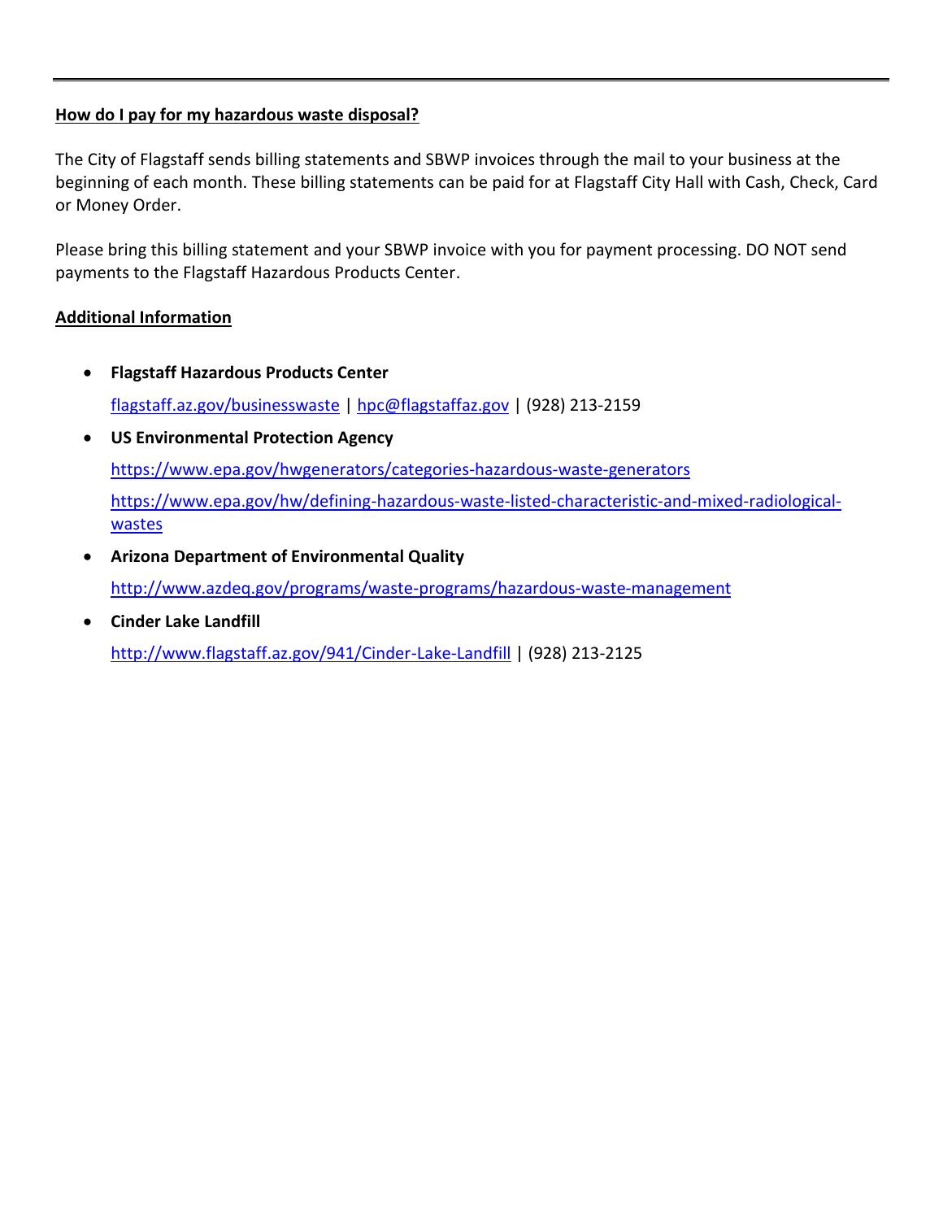**How do I pay for my hazardous waste disposal?**

The City of Flagstaff sends billing statements and SBWP invoices through the mail to your business at the beginning of each month. These billing statements can be paid for at Flagstaff City Hall with Cash, Check, Card or Money Order.

Please bring this billing statement and your SBWP invoice with you for payment processing. DO NOT send payments to the Flagstaff Hazardous Products Center.

**Additional Information**

- **Flagstaff Hazardous Products Center**

  flagstaff.az.gov/businesswaste | hpc@flagstaffaz.gov | (928) 213-2159

- **US Environmental Protection Agency**

  https://www.epa.gov/hwgenerators/categories-hazardous-waste-generators

  https://www.epa.gov/hw/defining-hazardous-waste-listed-characteristic-and-mixed-radiological-wastes

- **Arizona Department of Environmental Quality**

  http://www.azdeq.gov/programs/waste-programs/hazardous-waste-management

- **Cinder Lake Landfill**

  http://www.flagstaff.az.gov/941/Cinder-Lake-Landfill | (928) 213-2125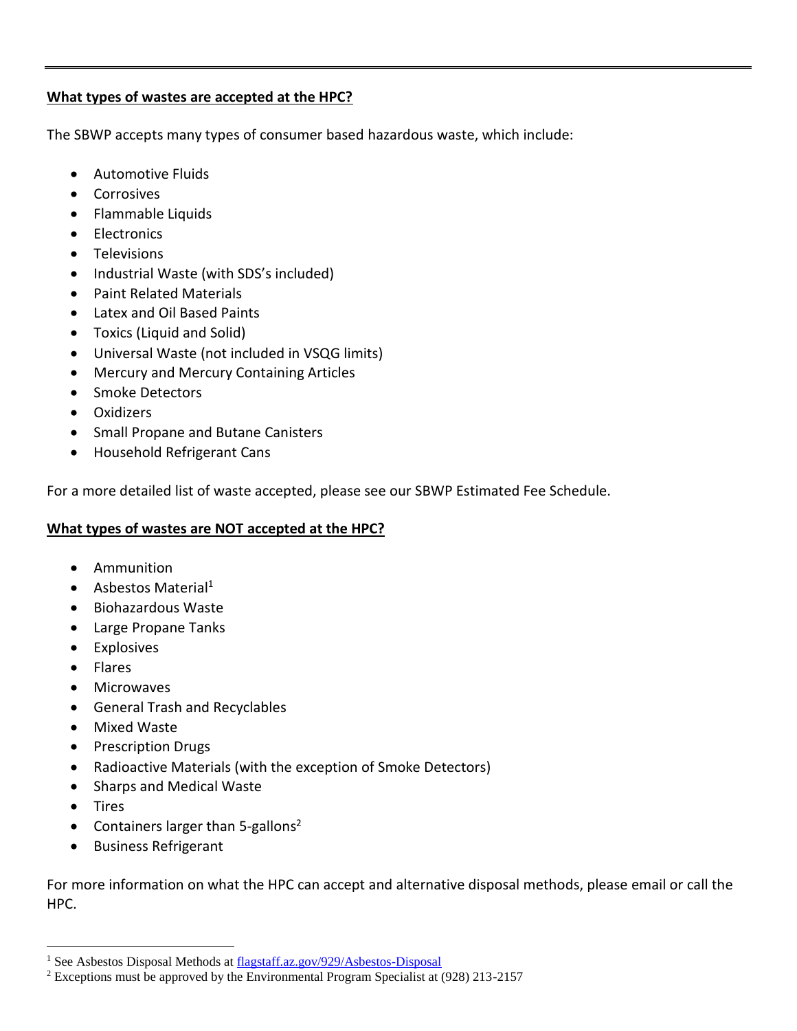**What types of wastes are accepted at the HPC?**

The SBWP accepts many types of consumer based hazardous waste, which include:

- Automotive Fluids
- Corrosives
- Flammable Liquids
- Electronics
- Televisions
- Industrial Waste (with SDS's included)
- Paint Related Materials
- Latex and Oil Based Paints
- Toxics (Liquid and Solid)
- Universal Waste (not included in VSQG limits)
- Mercury and Mercury Containing Articles
- Smoke Detectors
- Oxidizers
- Small Propane and Butane Canisters
- Household Refrigerant Cans

For a more detailed list of waste accepted, please see our SBWP Estimated Fee Schedule.

**What types of wastes are NOT accepted at the HPC?**

- Ammunition
- Asbestos Material[1]
- Biohazardous Waste
- Large Propane Tanks
- Explosives
- Flares
- Microwaves
- General Trash and Recyclables
- Mixed Waste
- Prescription Drugs
- Radioactive Materials (with the exception of Smoke Detectors)
- Sharps and Medical Waste
- Tires
- Containers larger than 5-gallons[2]
- Business Refrigerant

For more information on what the HPC can accept and alternative disposal methods, please email or call the HPC.

---

[1] See Asbestos Disposal Methods at flagstaff.az.gov/929/Asbestos-Disposal

[2] Exceptions must be approved by the Environmental Program Specialist at (928) 213-2157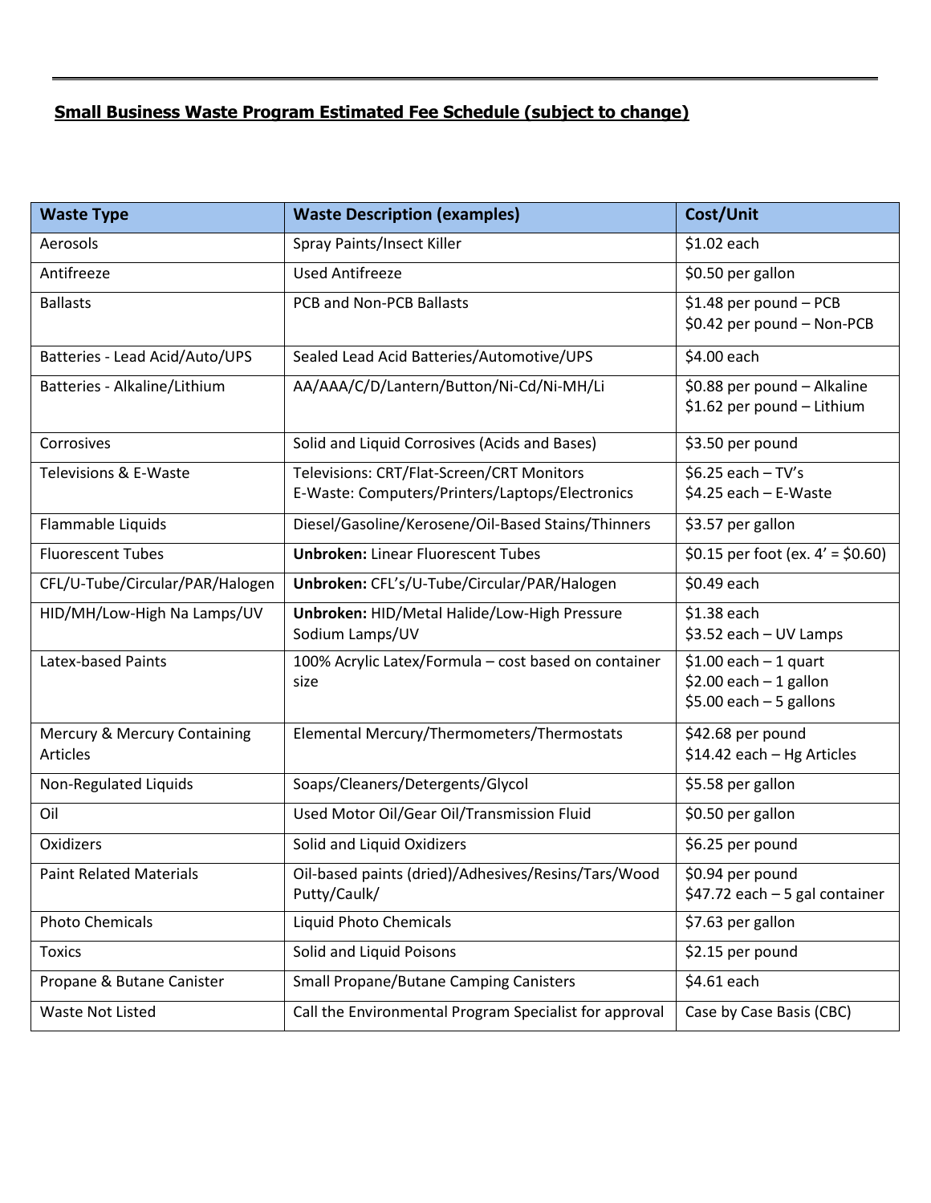**Small Business Waste Program Estimated Fee Schedule (subject to change)**

| Waste Type | Waste Description (examples) | Cost/Unit |
|---|---|---|
| Aerosols | Spray Paints/Insect Killer | $1.02 each |
| Antifreeze | Used Antifreeze | $0.50 per gallon |
| Ballasts | PCB and Non-PCB Ballasts | $1.48 per pound – PCB<br>$0.42 per pound – Non-PCB |
| Batteries - Lead Acid/Auto/UPS | Sealed Lead Acid Batteries/Automotive/UPS | $4.00 each |
| Batteries - Alkaline/Lithium | AA/AAA/C/D/Lantern/Button/Ni-Cd/Ni-MH/Li | $0.88 per pound – Alkaline<br>$1.62 per pound – Lithium |
| Corrosives | Solid and Liquid Corrosives (Acids and Bases) | $3.50 per pound |
| Televisions & E-Waste | Televisions: CRT/Flat-Screen/CRT Monitors<br>E-Waste: Computers/Printers/Laptops/Electronics | $6.25 each – TV's<br>$4.25 each – E-Waste |
| Flammable Liquids | Diesel/Gasoline/Kerosene/Oil-Based Stains/Thinners | $3.57 per gallon |
| Fluorescent Tubes | **Unbroken:** Linear Fluorescent Tubes | $0.15 per foot (ex. 4' = $0.60) |
| CFL/U-Tube/Circular/PAR/Halogen | **Unbroken:** CFL's/U-Tube/Circular/PAR/Halogen | $0.49 each |
| HID/MH/Low-High Na Lamps/UV | **Unbroken:** HID/Metal Halide/Low-High Pressure Sodium Lamps/UV | $1.38 each<br>$3.52 each – UV Lamps |
| Latex-based Paints | 100% Acrylic Latex/Formula – cost based on container size | $1.00 each – 1 quart<br>$2.00 each – 1 gallon<br>$5.00 each – 5 gallons |
| Mercury & Mercury Containing Articles | Elemental Mercury/Thermometers/Thermostats | $42.68 per pound<br>$14.42 each – Hg Articles |
| Non-Regulated Liquids | Soaps/Cleaners/Detergents/Glycol | $5.58 per gallon |
| Oil | Used Motor Oil/Gear Oil/Transmission Fluid | $0.50 per gallon |
| Oxidizers | Solid and Liquid Oxidizers | $6.25 per pound |
| Paint Related Materials | Oil-based paints (dried)/Adhesives/Resins/Tars/Wood Putty/Caulk/ | $0.94 per pound<br>$47.72 each – 5 gal container |
| Photo Chemicals | Liquid Photo Chemicals | $7.63 per gallon |
| Toxics | Solid and Liquid Poisons | $2.15 per pound |
| Propane & Butane Canister | Small Propane/Butane Camping Canisters | $4.61 each |
| Waste Not Listed | Call the Environmental Program Specialist for approval | Case by Case Basis (CBC) |